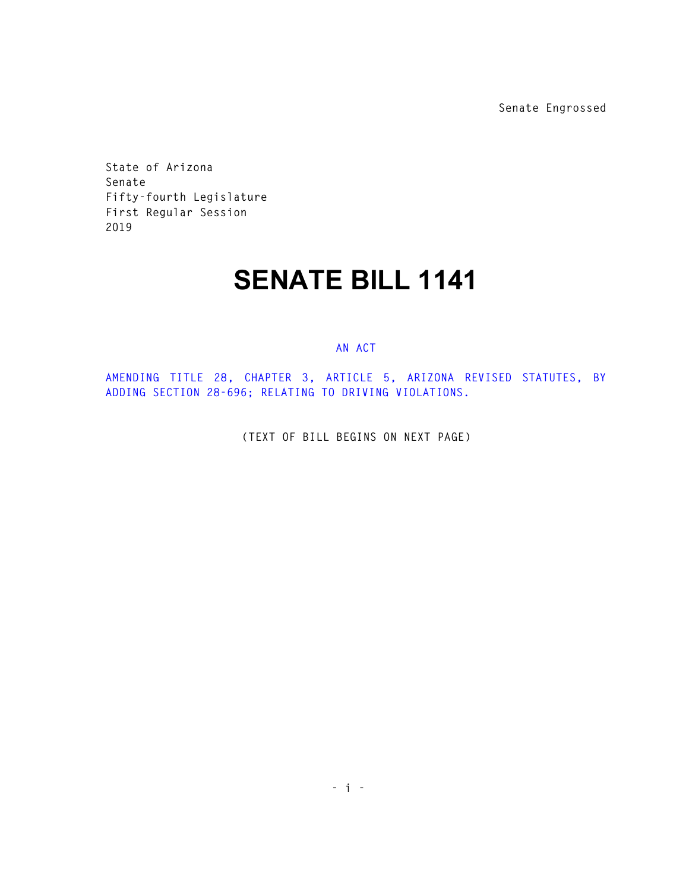Senate Engrossed

State of Arizona
Senate
Fifty-fourth Legislature
First Regular Session
2019

# SENATE BILL 1141

AN ACT

AMENDING TITLE 28, CHAPTER 3, ARTICLE 5, ARIZONA REVISED STATUTES, BY ADDING SECTION 28-696; RELATING TO DRIVING VIOLATIONS.

(TEXT OF BILL BEGINS ON NEXT PAGE)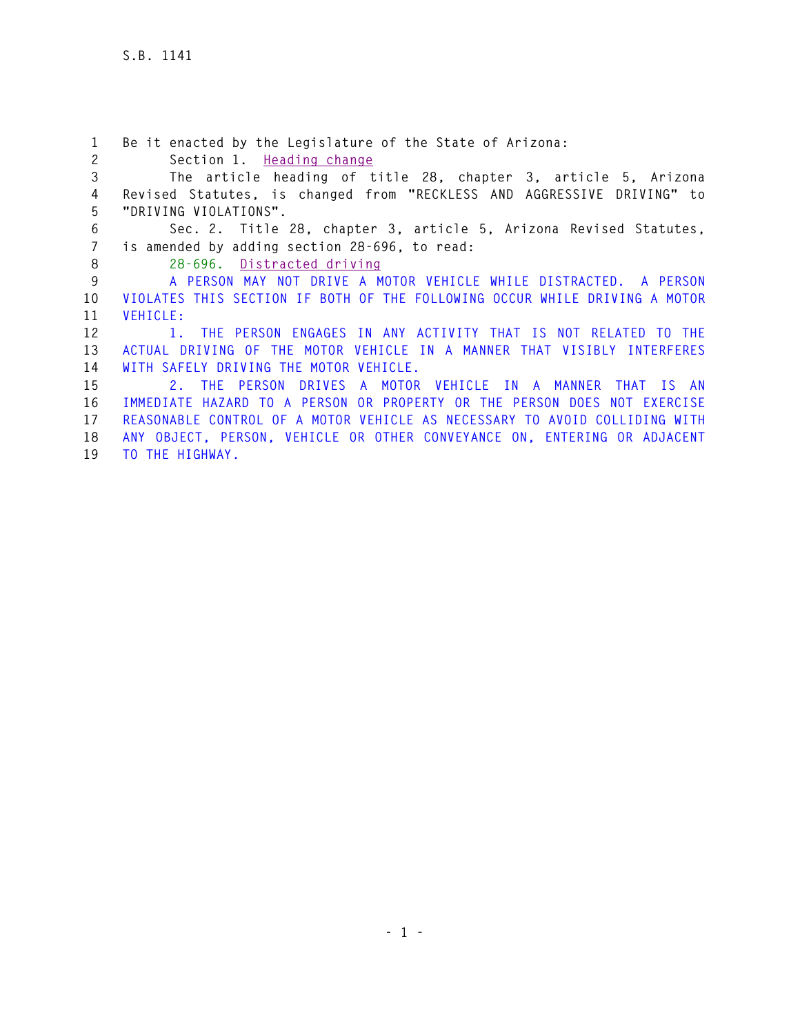Be it enacted by the Legislature of the State of Arizona:

Section 1. Heading change

The article heading of title 28, chapter 3, article 5, Arizona Revised Statutes, is changed from "RECKLESS AND AGGRESSIVE DRIVING" to "DRIVING VIOLATIONS".

Sec. 2. Title 28, chapter 3, article 5, Arizona Revised Statutes, is amended by adding section 28-696, to read:

28-696. Distracted driving

A PERSON MAY NOT DRIVE A MOTOR VEHICLE WHILE DISTRACTED. A PERSON VIOLATES THIS SECTION IF BOTH OF THE FOLLOWING OCCUR WHILE DRIVING A MOTOR VEHICLE:

1. THE PERSON ENGAGES IN ANY ACTIVITY THAT IS NOT RELATED TO THE ACTUAL DRIVING OF THE MOTOR VEHICLE IN A MANNER THAT VISIBLY INTERFERES WITH SAFELY DRIVING THE MOTOR VEHICLE.

2. THE PERSON DRIVES A MOTOR VEHICLE IN A MANNER THAT IS AN IMMEDIATE HAZARD TO A PERSON OR PROPERTY OR THE PERSON DOES NOT EXERCISE REASONABLE CONTROL OF A MOTOR VEHICLE AS NECESSARY TO AVOID COLLIDING WITH ANY OBJECT, PERSON, VEHICLE OR OTHER CONVEYANCE ON, ENTERING OR ADJACENT TO THE HIGHWAY.